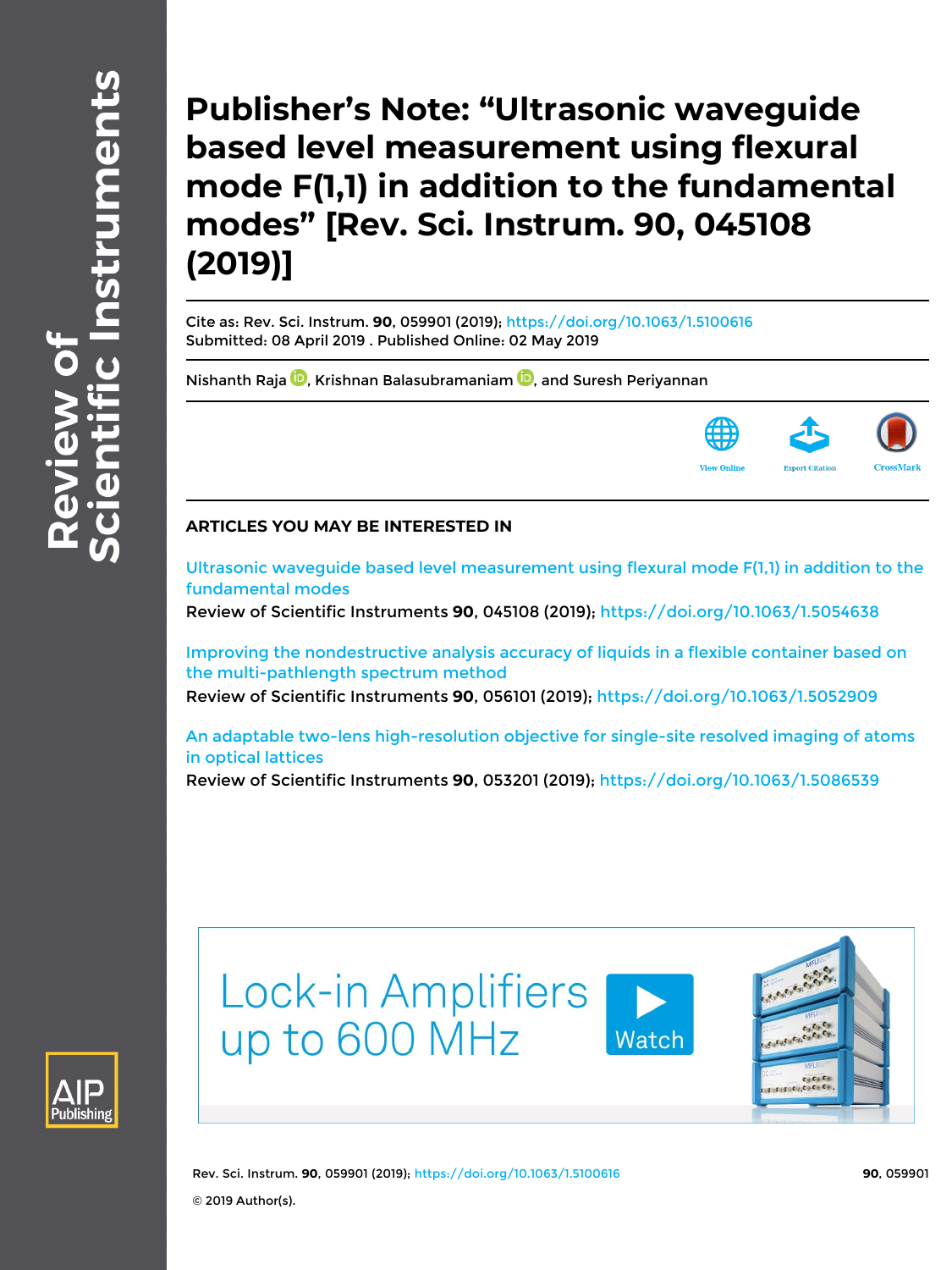# Publisher's Note: "Ultrasonic waveguide based level measurement using flexural mode F(1,1) in addition to the fundamental modes" [Rev. Sci. Instrum. 90, 045108 (2019)]

Cite as: Rev. Sci. Instrum. **90**, 059901 (2019); https://doi.org/10.1063/1.5100616
Submitted: 08 April 2019 . Published Online: 02 May 2019

Nishanth Raja, Krishnan Balasubramaniam, and Suresh Periyannan

View Online | Export Citation | CrossMark

## ARTICLES YOU MAY BE INTERESTED IN

Ultrasonic waveguide based level measurement using flexural mode F(1,1) in addition to the fundamental modes
Review of Scientific Instruments **90**, 045108 (2019); https://doi.org/10.1063/1.5054638

Improving the nondestructive analysis accuracy of liquids in a flexible container based on the multi-pathlength spectrum method
Review of Scientific Instruments **90**, 056101 (2019); https://doi.org/10.1063/1.5052909

An adaptable two-lens high-resolution objective for single-site resolved imaging of atoms in optical lattices
Review of Scientific Instruments **90**, 053201 (2019); https://doi.org/10.1063/1.5086539

Lock-in Amplifiers up to 600 MHz

Watch

© 2019 Author(s).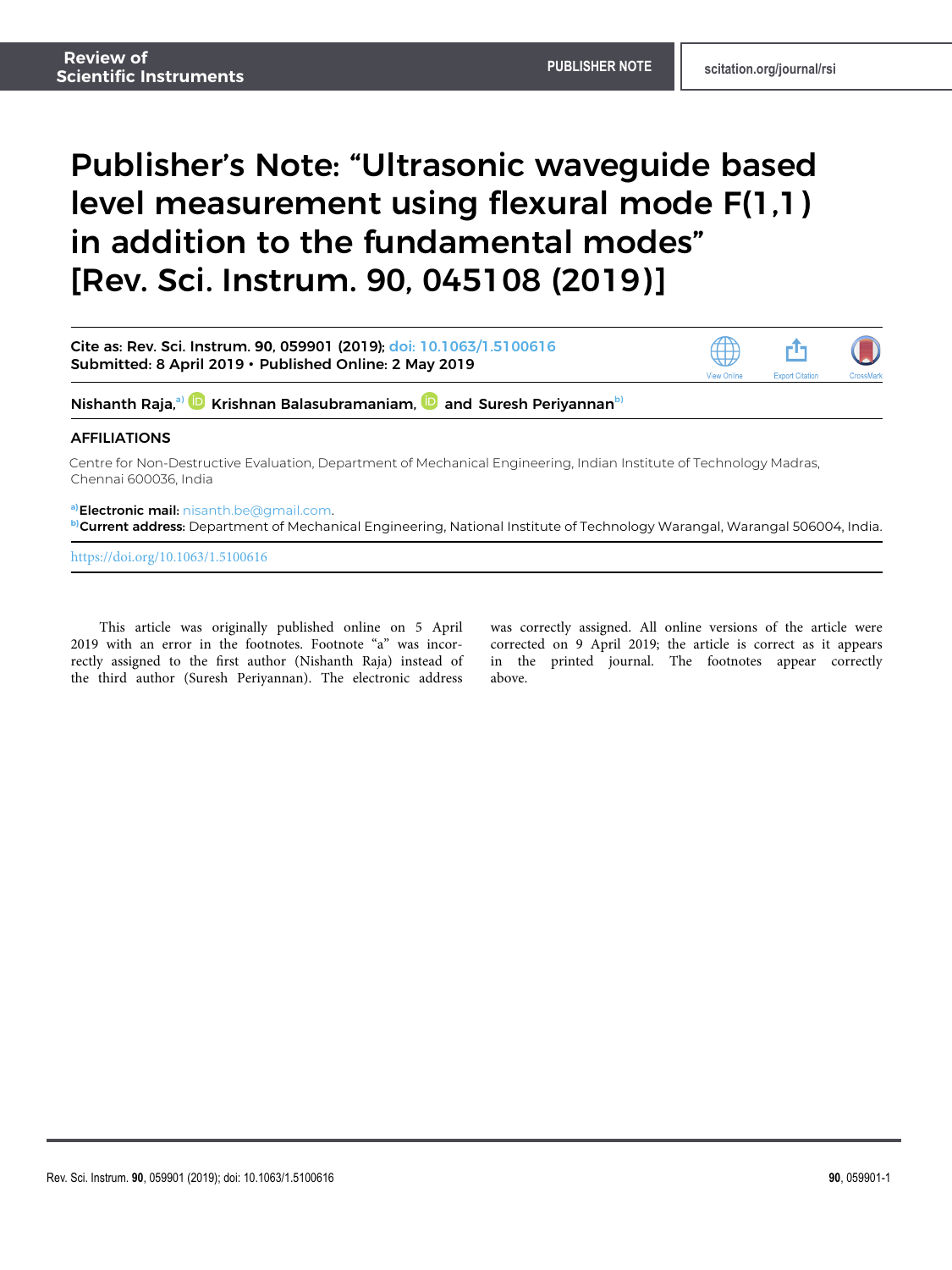# Publisher's Note: "Ultrasonic waveguide based level measurement using flexural mode F(1,1) in addition to the fundamental modes" [Rev. Sci. Instrum. 90, 045108 (2019)]

**Cite as: Rev. Sci. Instrum. 90, 059901 (2019); doi: 10.1063/1.5100616**
**Submitted: 8 April 2019 • Published Online: 2 May 2019**

**Nishanth Raja,**[a] **Krishnan Balasubramaniam,** **and Suresh Periyannan**[b]

## AFFILIATIONS

Centre for Non-Destructive Evaluation, Department of Mechanical Engineering, Indian Institute of Technology Madras, Chennai 600036, India

[a] **Electronic mail:** nisanth.be@gmail.com.
[b] **Current address:** Department of Mechanical Engineering, National Institute of Technology Warangal, Warangal 506004, India.

https://doi.org/10.1063/1.5100616

This article was originally published online on 5 April 2019 with an error in the footnotes. Footnote "a" was incorrectly assigned to the first author (Nishanth Raja) instead of the third author (Suresh Periyannan). The electronic address was correctly assigned. All online versions of the article were corrected on 9 April 2019; the article is correct as it appears in the printed journal. The footnotes appear correctly above.